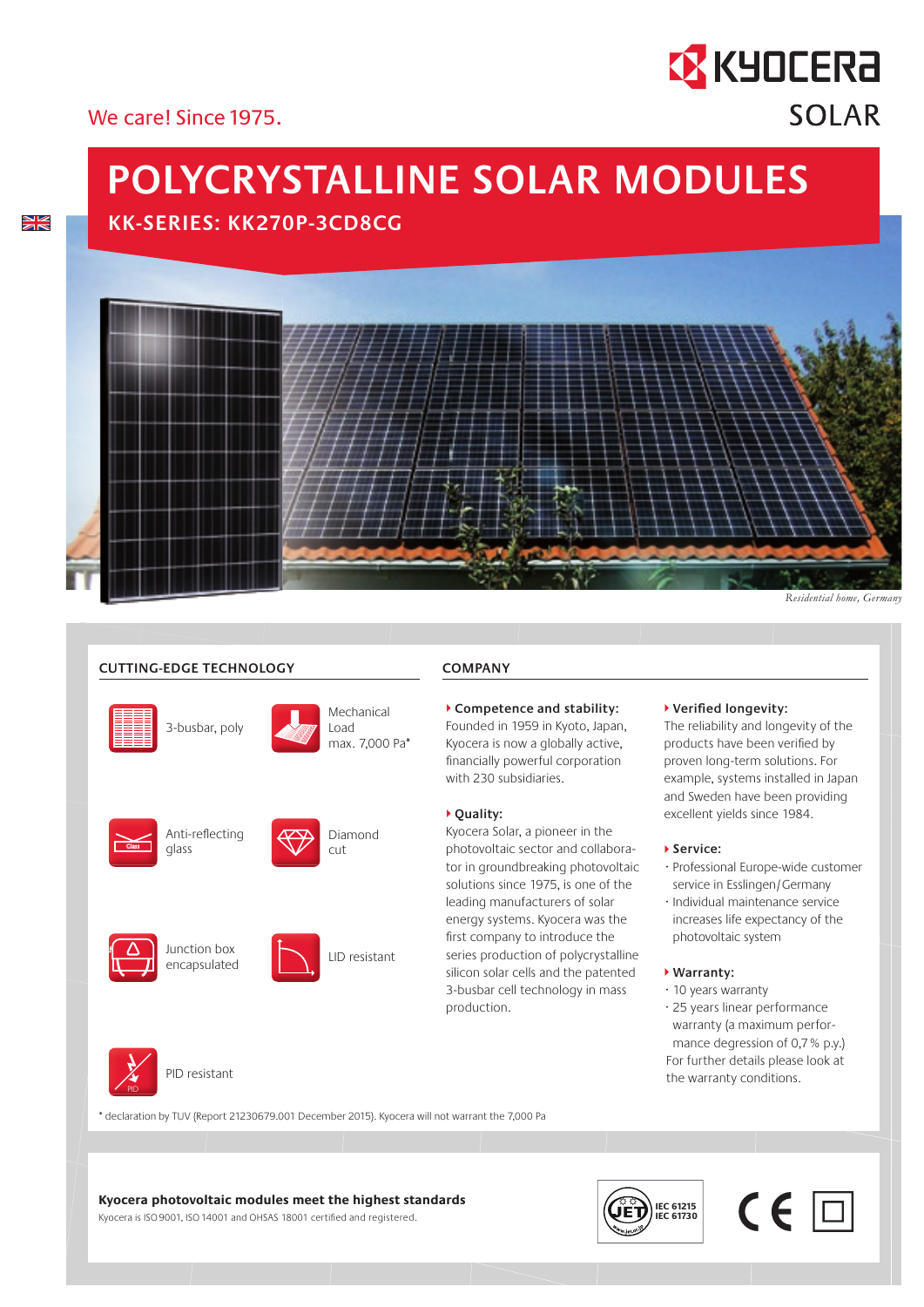We care! Since 1975.

KYOCERA SOLAR

# POLYCRYSTALLINE SOLAR MODULES

## KK-SERIES: KK270P-3CD8CG

*Residential home, Germany*

### CUTTING-EDGE TECHNOLOGY

- 3-busbar, poly
- Mechanical Load max. 7,000 Pa*
- Anti-reflecting glass
- Diamond cut
- Junction box encapsulated
- LID resistant
- PID resistant

* declaration by TUV (Report 21230679.001 December 2015). Kyocera will not warrant the 7,000 Pa

### COMPANY

**Competence and stability:**
Founded in 1959 in Kyoto, Japan, Kyocera is now a globally active, financially powerful corporation with 230 subsidiaries.

**Quality:**
Kyocera Solar, a pioneer in the photovoltaic sector and collaborator in groundbreaking photovoltaic solutions since 1975, is one of the leading manufacturers of solar energy systems. Kyocera was the first company to introduce the series production of polycrystalline silicon solar cells and the patented 3-busbar cell technology in mass production.

**Verified longevity:**
The reliability and longevity of the products have been verified by proven long-term solutions. For example, systems installed in Japan and Sweden have been providing excellent yields since 1984.

**Service:**
- Professional Europe-wide customer service in Esslingen/Germany
- Individual maintenance service increases life expectancy of the photovoltaic system

**Warranty:**
- 10 years warranty
- 25 years linear performance warranty (a maximum performance degression of 0,7 % p.y.)

For further details please look at the warranty conditions.

**Kyocera photovoltaic modules meet the highest standards**

Kyocera is ISO 9001, ISO 14001 and OHSAS 18001 certified and registered.

JET IEC 61215 IEC 61730

CE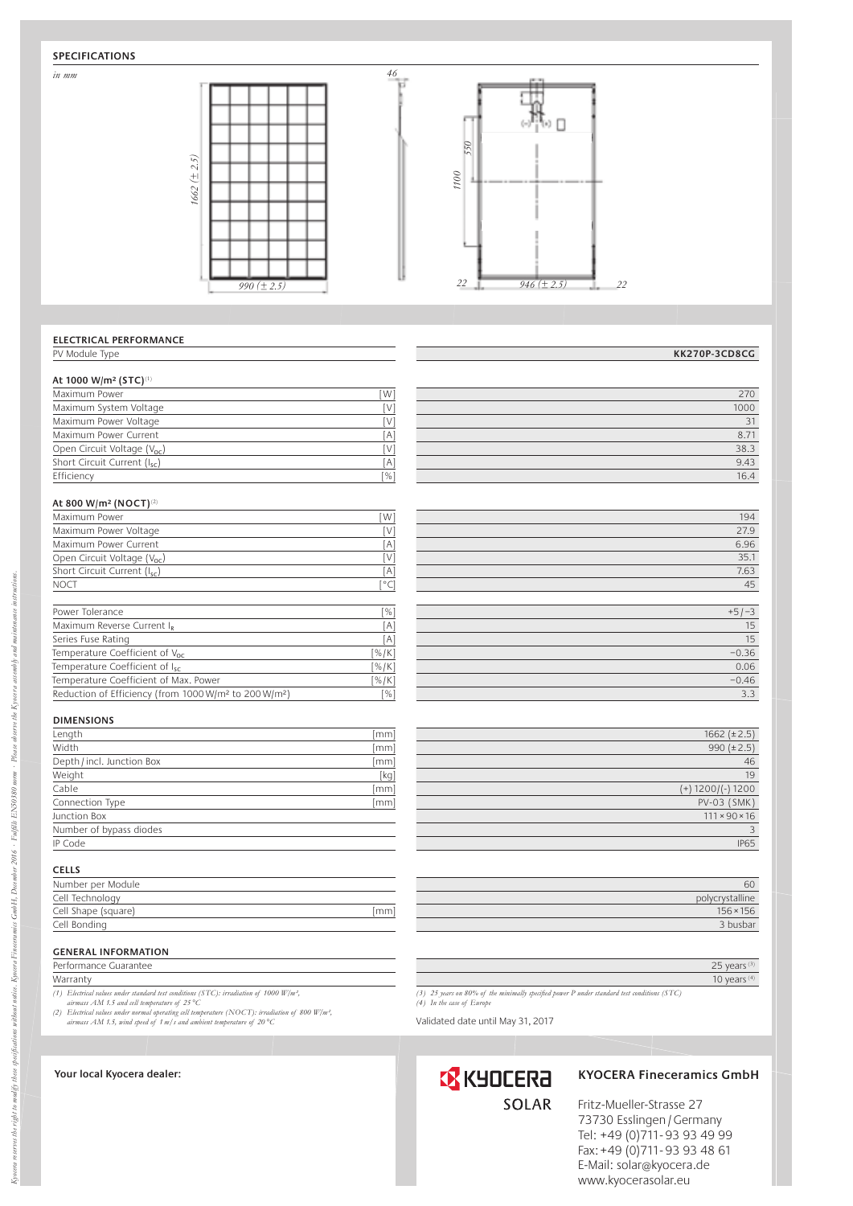## SPECIFICATIONS

*in mm*

1662 (± 2.5)

990 (± 2.5)

46

550

1100

22

946 (± 2.5)

22

## ELECTRICAL PERFORMANCE

| PV Module Type | | KK270P-3CD8CG |
|---|---|---|
| **At 1000 W/m² (STC)** [(1)] | | |
| Maximum Power | [W] | 270 |
| Maximum System Voltage | [V] | 1000 |
| Maximum Power Voltage | [V] | 31 |
| Maximum Power Current | [A] | 8.71 |
| Open Circuit Voltage ($V_{OC}$) | [V] | 38.3 |
| Short Circuit Current ($I_{SC}$) | [A] | 9.43 |
| Efficiency | [%] | 16.4 |
| **At 800 W/m² (NOCT)** [(2)] | | |
| Maximum Power | [W] | 194 |
| Maximum Power Voltage | [V] | 27.9 |
| Maximum Power Current | [A] | 6.96 |
| Open Circuit Voltage ($V_{OC}$) | [V] | 35.1 |
| Short Circuit Current ($I_{SC}$) | [A] | 7.63 |
| NOCT | [°C] | 45 |
| | | |
| Power Tolerance | [%] | +5 / −3 |
| Maximum Reverse Current $I_R$ | [A] | 15 |
| Series Fuse Rating | [A] | 15 |
| Temperature Coefficient of $V_{OC}$ | [%/K] | −0.36 |
| Temperature Coefficient of $I_{SC}$ | [%/K] | 0.06 |
| Temperature Coefficient of Max. Power | [%/K] | −0.46 |
| Reduction of Efficiency (from 1000 W/m² to 200 W/m²) | [%] | 3.3 |

## DIMENSIONS

| | | |
|---|---|---|
| Length | [mm] | 1662 (±2.5) |
| Width | [mm] | 990 (±2.5) |
| Depth / incl. Junction Box | [mm] | 46 |
| Weight | [kg] | 19 |
| Cable | [mm] | (+) 1200/(-) 1200 |
| Connection Type | [mm] | PV-03 (SMK) |
| Junction Box | | 111 × 90 × 16 |
| Number of bypass diodes | | 3 |
| IP Code | | IP65 |

## CELLS

| | | |
|---|---|---|
| Number per Module | | 60 |
| Cell Technology | | polycrystalline |
| Cell Shape (square) | [mm] | 156 × 156 |
| Cell Bonding | | 3 busbar |

## GENERAL INFORMATION

| | | |
|---|---|---|
| Performance Guarantee | | 25 years [(3)] |
| Warranty | | 10 years [(4)] |

*(1) Electrical values under standard test conditions (STC): irradiation of 1000 W/m², airmass AM 1.5 and cell temperature of 25 °C*

*(2) Electrical values under normal operating cell temperature (NOCT): irradiation of 800 W/m², airmass AM 1.5, wind speed of 1 m/s and ambient temperature of 20 °C*

*(3) 25 years on 80% of the minimally specified power P under standard test conditions (STC)*

*(4) In the case of Europe*

Validated date until May 31, 2017

*Kyocera reserves the right to modify these specifications without notice. Kyocera Fineceramics GmbH, December 2016 · Fulfils EN50380 norm · Please observe the Kyocera assembly and maintenance instructions.*

**Your local Kyocera dealer:**

KYOCERA SOLAR

**KYOCERA Fineceramics GmbH**

Fritz-Mueller-Strasse 27
73730 Esslingen / Germany
Tel: +49 (0)711-93 93 49 99
Fax: +49 (0)711-93 93 48 61
E-Mail: solar@kyocera.de
www.kyocerasolar.eu